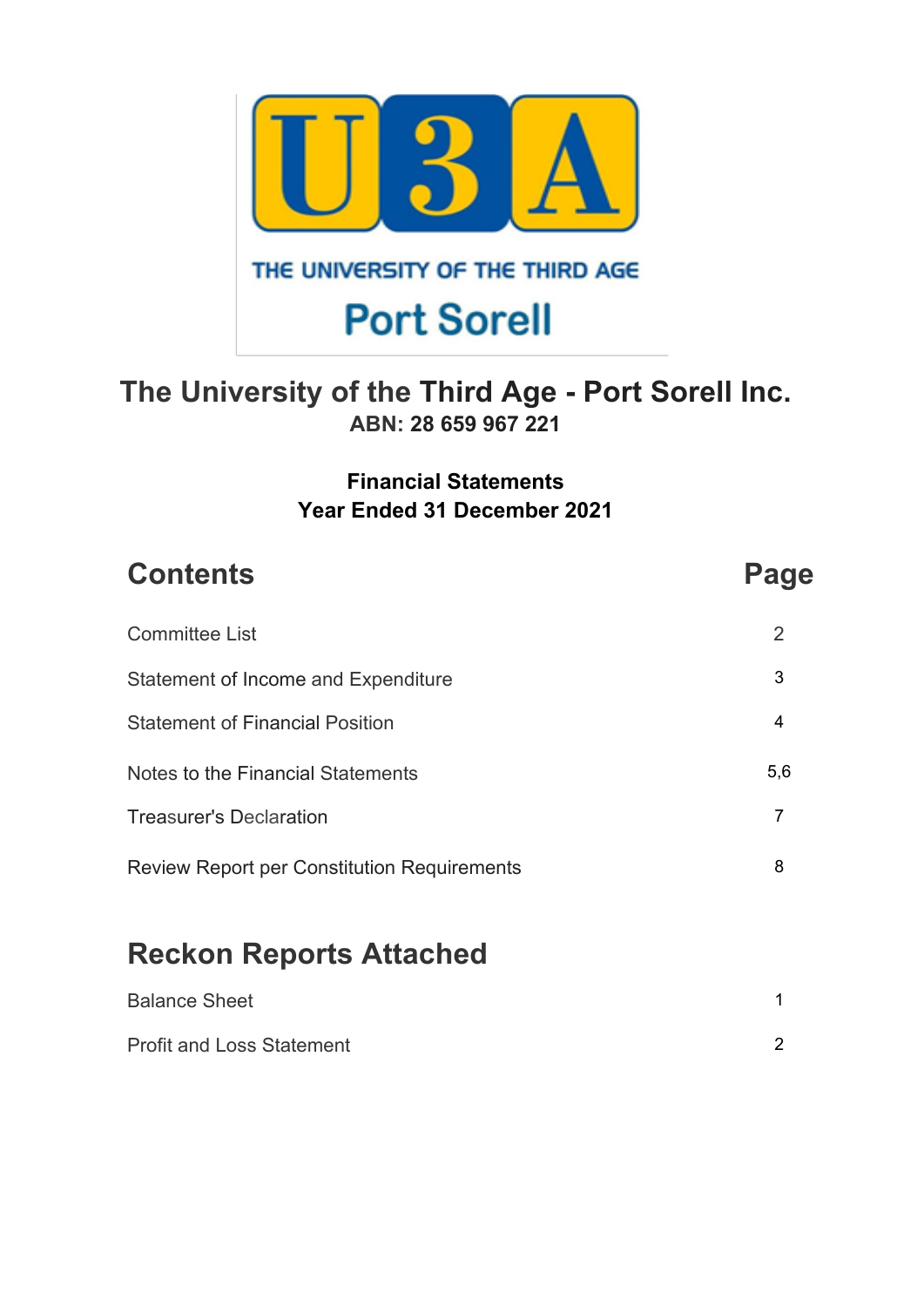U3A

THE UNIVERSITY OF THE THIRD AGE

Port Sorell

# The University of the Third Age - Port Sorell Inc.

**ABN: 28 659 967 221**

**Financial Statements**
**Year Ended 31 December 2021**

| Contents | Page |
|---|---|
| Committee List | 2 |
| Statement of Income and Expenditure | 3 |
| Statement of Financial Position | 4 |
| Notes to the Financial Statements | 5,6 |
| Treasurer's Declaration | 7 |
| Review Report per Constitution Requirements | 8 |

## Reckon Reports Attached

| | |
|---|---|
| Balance Sheet | 1 |
| Profit and Loss Statement | 2 |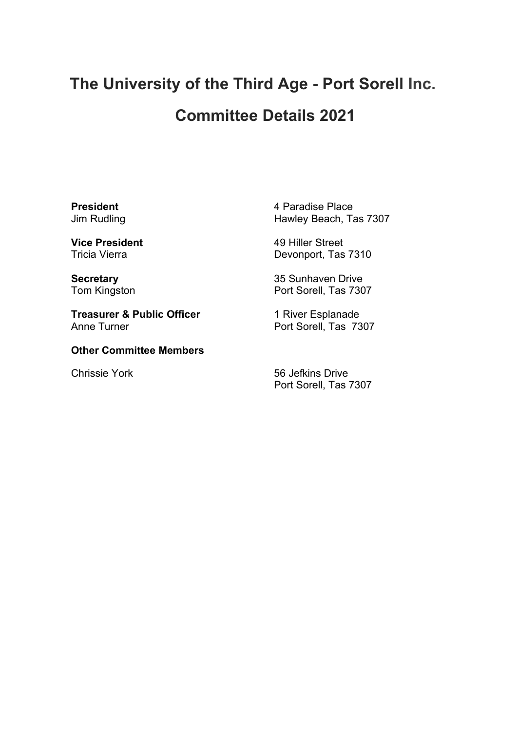# The University of the Third Age - Port Sorell Inc.

# Committee Details 2021

**President**
Jim Rudling

4 Paradise Place
Hawley Beach, Tas 7307

**Vice President**
Tricia Vierra

49 Hiller Street
Devonport, Tas 7310

**Secretary**
Tom Kingston

35 Sunhaven Drive
Port Sorell, Tas 7307

**Treasurer & Public Officer**
Anne Turner

1 River Esplanade
Port Sorell, Tas 7307

**Other Committee Members**

Chrissie York

56 Jefkins Drive
Port Sorell, Tas 7307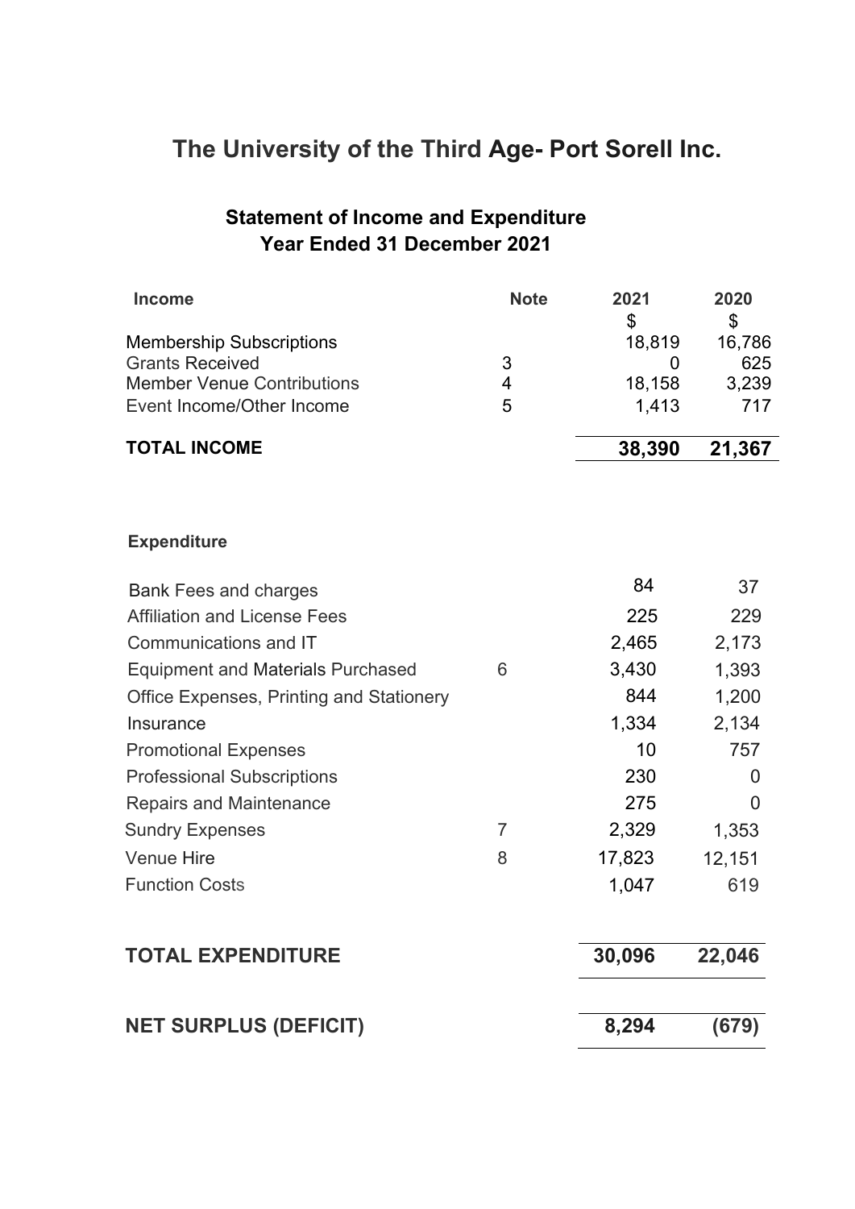# The University of the Third Age- Port Sorell Inc.

## Statement of Income and Expenditure
## Year Ended 31 December 2021

| Income | Note | 2021 | 2020 |
|---|---|---|---|
| | | $ | $ |
| Membership Subscriptions | | 18,819 | 16,786 |
| Grants Received | 3 | 0 | 625 |
| Member Venue Contributions | 4 | 18,158 | 3,239 |
| Event Income/Other Income | 5 | 1,413 | 717 |
| **TOTAL INCOME** | | **38,390** | **21,367** |

| Expenditure | Note | 2021 | 2020 |
|---|---|---|---|
| Bank Fees and charges | | 84 | 37 |
| Affiliation and License Fees | | 225 | 229 |
| Communications and IT | | 2,465 | 2,173 |
| Equipment and Materials Purchased | 6 | 3,430 | 1,393 |
| Office Expenses, Printing and Stationery | | 844 | 1,200 |
| Insurance | | 1,334 | 2,134 |
| Promotional Expenses | | 10 | 757 |
| Professional Subscriptions | | 230 | 0 |
| Repairs and Maintenance | | 275 | 0 |
| Sundry Expenses | 7 | 2,329 | 1,353 |
| Venue Hire | 8 | 17,823 | 12,151 |
| Function Costs | | 1,047 | 619 |
| **TOTAL EXPENDITURE** | | **30,096** | **22,046** |
| **NET SURPLUS (DEFICIT)** | | **8,294** | **(679)** |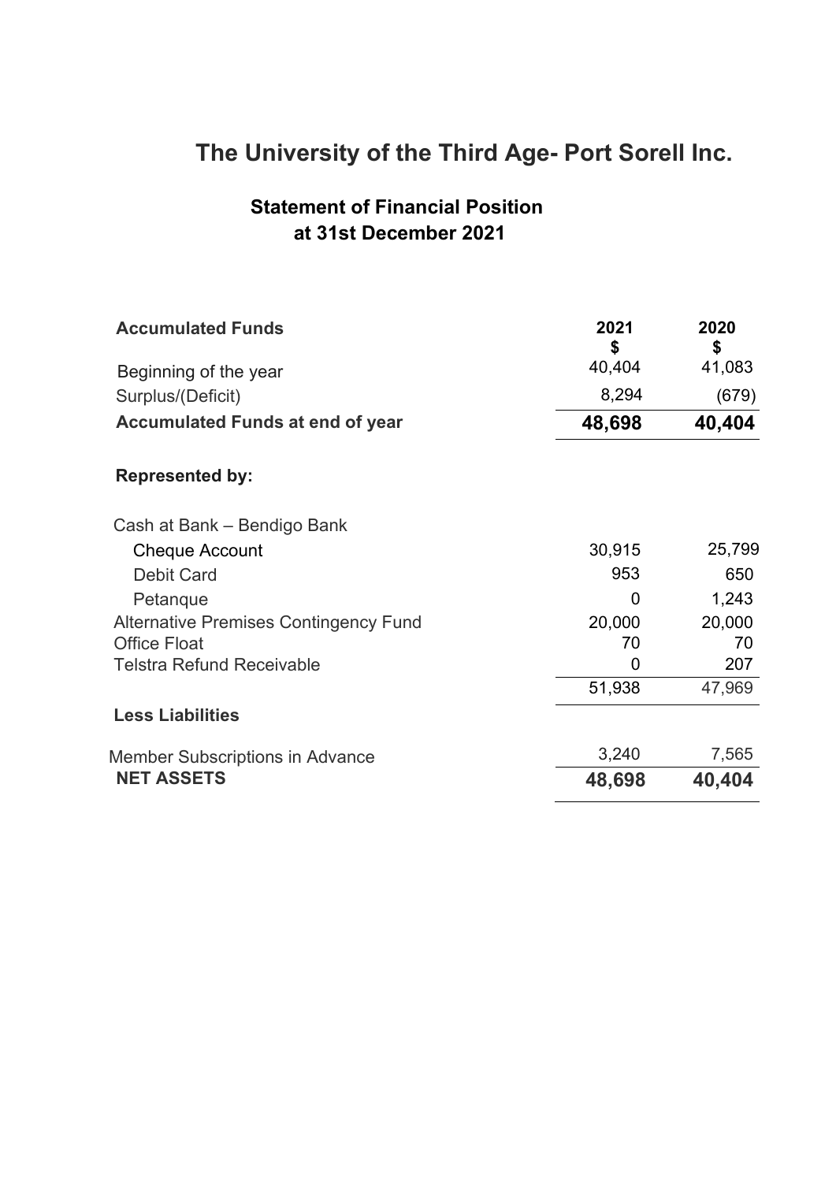# The University of the Third Age- Port Sorell Inc.

## Statement of Financial Position
## at 31st December 2021

| **Accumulated Funds** | **2021 $** | **2020 $** |
|---|---|---|
| Beginning of the year | 40,404 | 41,083 |
| Surplus/(Deficit) | 8,294 | (679) |
| **Accumulated Funds at end of year** | **48,698** | **40,404** |
| | | |
| **Represented by:** | | |
| | | |
| Cash at Bank – Bendigo Bank | | |
| Cheque Account | 30,915 | 25,799 |
| Debit Card | 953 | 650 |
| Petanque | 0 | 1,243 |
| Alternative Premises Contingency Fund | 20,000 | 20,000 |
| Office Float | 70 | 70 |
| Telstra Refund Receivable | 0 | 207 |
| | 51,938 | 47,969 |
| **Less Liabilities** | | |
| Member Subscriptions in Advance | 3,240 | 7,565 |
| **NET ASSETS** | **48,698** | **40,404** |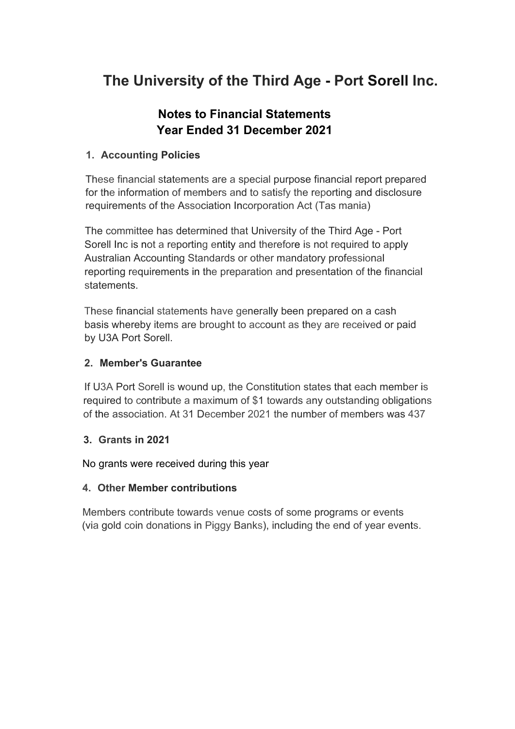# The University of the Third Age - Port Sorell Inc.

## Notes to Financial Statements
## Year Ended 31 December 2021

### 1. Accounting Policies

These financial statements are a special purpose financial report prepared for the information of members and to satisfy the reporting and disclosure requirements of the Association Incorporation Act (Tas mania)

The committee has determined that University of the Third Age - Port Sorell Inc is not a reporting entity and therefore is not required to apply Australian Accounting Standards or other mandatory professional reporting requirements in the preparation and presentation of the financial statements.

These financial statements have generally been prepared on a cash basis whereby items are brought to account as they are received or paid by U3A Port Sorell.

### 2. Member's Guarantee

If U3A Port Sorell is wound up, the Constitution states that each member is required to contribute a maximum of $1 towards any outstanding obligations of the association. At 31 December 2021 the number of members was 437

### 3. Grants in 2021

No grants were received during this year

### 4. Other Member contributions

Members contribute towards venue costs of some programs or events (via gold coin donations in Piggy Banks), including the end of year events.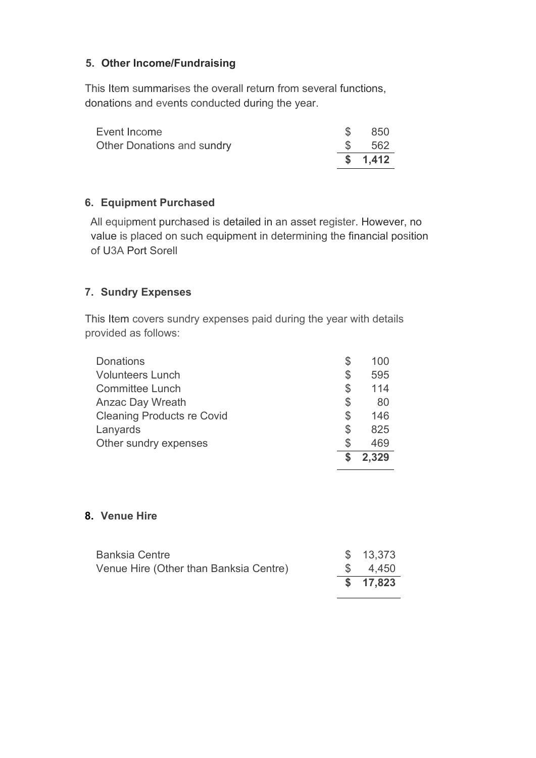### 5. Other Income/Fundraising

This Item summarises the overall return from several functions, donations and events conducted during the year.

| | |
|---|---|
| Event Income | $ 850 |
| Other Donations and sundry | $ 562 |
| | **$ 1,412** |

### 6. Equipment Purchased

All equipment purchased is detailed in an asset register. However, no value is placed on such equipment in determining the financial position of U3A Port Sorell

### 7. Sundry Expenses

This Item covers sundry expenses paid during the year with details provided as follows:

| | |
|---|---|
| Donations | $ 100 |
| Volunteers Lunch | $ 595 |
| Committee Lunch | $ 114 |
| Anzac Day Wreath | $ 80 |
| Cleaning Products re Covid | $ 146 |
| Lanyards | $ 825 |
| Other sundry expenses | $ 469 |
| | **$ 2,329** |

### 8. Venue Hire

| | |
|---|---|
| Banksia Centre | $ 13,373 |
| Venue Hire (Other than Banksia Centre) | $ 4,450 |
| | **$ 17,823** |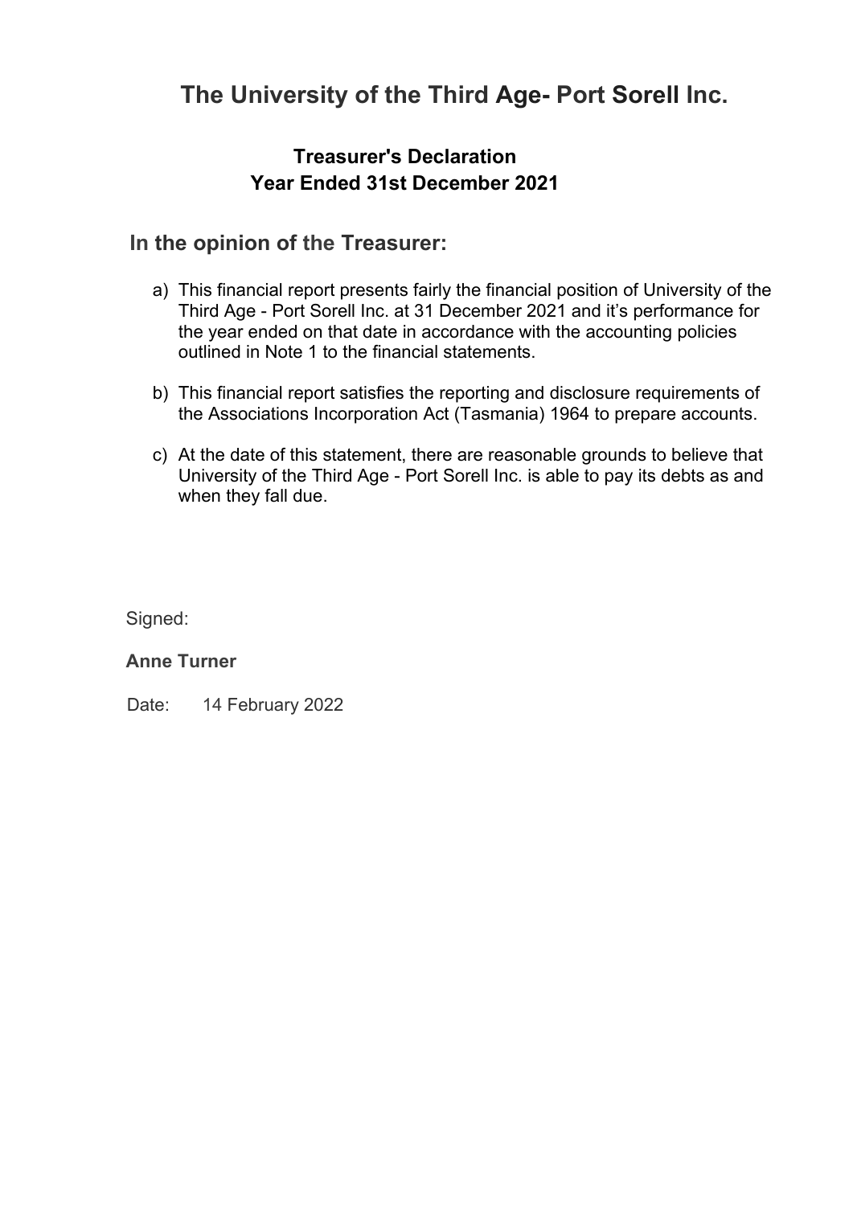# The University of the Third Age- Port Sorell Inc.

## Treasurer's Declaration
## Year Ended 31st December 2021

### In the opinion of the Treasurer:

a) This financial report presents fairly the financial position of University of the Third Age - Port Sorell Inc. at 31 December 2021 and it's performance for the year ended on that date in accordance with the accounting policies outlined in Note 1 to the financial statements.

b) This financial report satisfies the reporting and disclosure requirements of the Associations Incorporation Act (Tasmania) 1964 to prepare accounts.

c) At the date of this statement, there are reasonable grounds to believe that University of the Third Age - Port Sorell Inc. is able to pay its debts as and when they fall due.

Signed:

**Anne Turner**

Date: 14 February 2022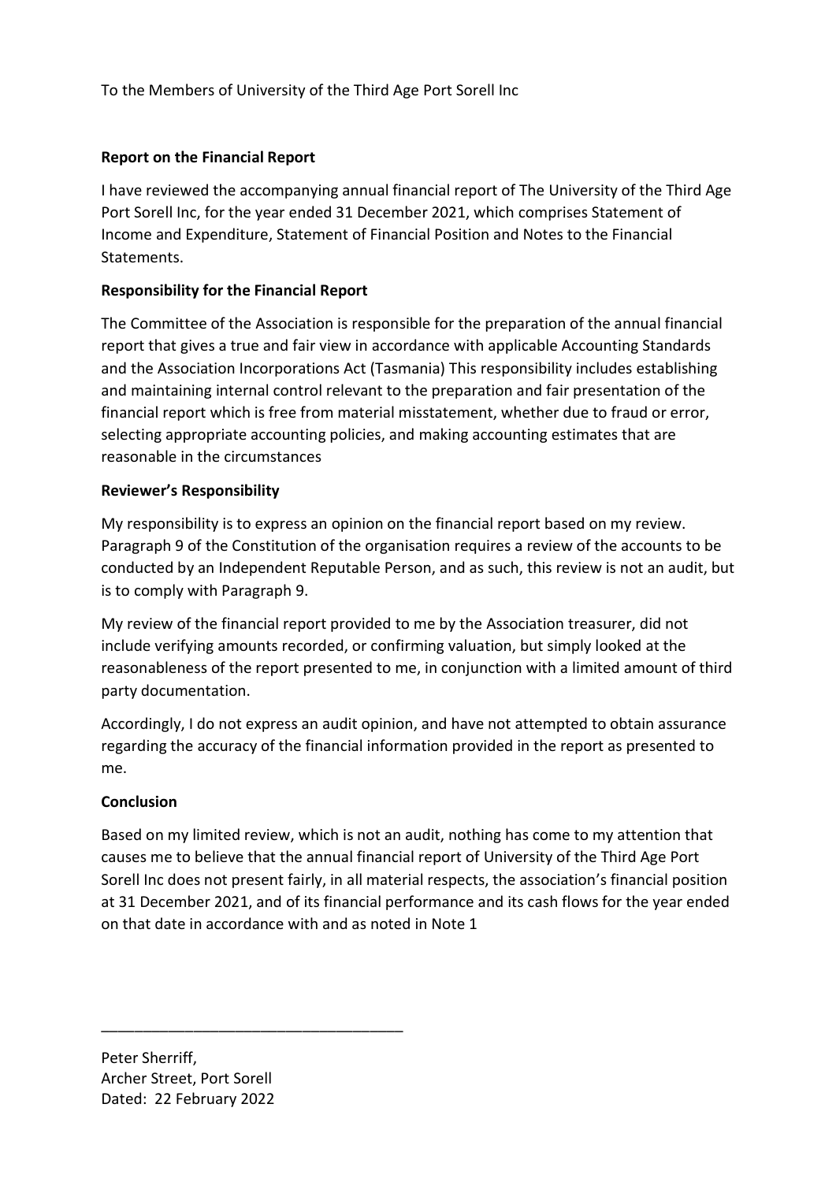To the Members of University of the Third Age Port Sorell Inc

**Report on the Financial Report**

I have reviewed the accompanying annual financial report of The University of the Third Age Port Sorell Inc, for the year ended 31 December 2021, which comprises Statement of Income and Expenditure, Statement of Financial Position and Notes to the Financial Statements.

**Responsibility for the Financial Report**

The Committee of the Association is responsible for the preparation of the annual financial report that gives a true and fair view in accordance with applicable Accounting Standards and the Association Incorporations Act (Tasmania) This responsibility includes establishing and maintaining internal control relevant to the preparation and fair presentation of the financial report which is free from material misstatement, whether due to fraud or error, selecting appropriate accounting policies, and making accounting estimates that are reasonable in the circumstances

**Reviewer's Responsibility**

My responsibility is to express an opinion on the financial report based on my review. Paragraph 9 of the Constitution of the organisation requires a review of the accounts to be conducted by an Independent Reputable Person, and as such, this review is not an audit, but is to comply with Paragraph 9.

My review of the financial report provided to me by the Association treasurer, did not include verifying amounts recorded, or confirming valuation, but simply looked at the reasonableness of the report presented to me, in conjunction with a limited amount of third party documentation.

Accordingly, I do not express an audit opinion, and have not attempted to obtain assurance regarding the accuracy of the financial information provided in the report as presented to me.

**Conclusion**

Based on my limited review, which is not an audit, nothing has come to my attention that causes me to believe that the annual financial report of University of the Third Age Port Sorell Inc does not present fairly, in all material respects, the association's financial position at 31 December 2021, and of its financial performance and its cash flows for the year ended on that date in accordance with and as noted in Note 1

\_\_\_\_\_\_\_\_\_\_\_\_\_\_\_\_\_\_\_\_\_\_\_\_\_\_\_\_\_\_\_\_\_\_\_\_

Peter Sherriff,
Archer Street, Port Sorell
Dated: 22 February 2022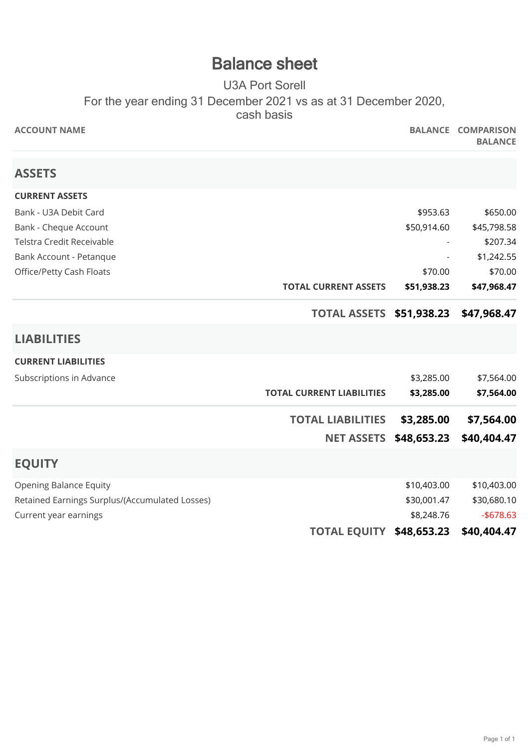# Balance sheet

U3A Port Sorell

For the year ending 31 December 2021 vs as at 31 December 2020, cash basis

| ACCOUNT NAME | | BALANCE | COMPARISON BALANCE |
|---|---|---|---|
| **ASSETS** | | | |
| **CURRENT ASSETS** | | | |
| Bank - U3A Debit Card | | $953.63 | $650.00 |
| Bank - Cheque Account | | $50,914.60 | $45,798.58 |
| Telstra Credit Receivable | | - | $207.34 |
| Bank Account - Petanque | | - | $1,242.55 |
| Office/Petty Cash Floats | | $70.00 | $70.00 |
| | **TOTAL CURRENT ASSETS** | **$51,938.23** | **$47,968.47** |
| | **TOTAL ASSETS** | **$51,938.23** | **$47,968.47** |
| **LIABILITIES** | | | |
| **CURRENT LIABILITIES** | | | |
| Subscriptions in Advance | | $3,285.00 | $7,564.00 |
| | **TOTAL CURRENT LIABILITIES** | **$3,285.00** | **$7,564.00** |
| | **TOTAL LIABILITIES** | **$3,285.00** | **$7,564.00** |
| | **NET ASSETS** | **$48,653.23** | **$40,404.47** |
| **EQUITY** | | | |
| Opening Balance Equity | | $10,403.00 | $10,403.00 |
| Retained Earnings Surplus/(Accumulated Losses) | | $30,001.47 | $30,680.10 |
| Current year earnings | | $8,248.76 | -$678.63 |
| | **TOTAL EQUITY** | **$48,653.23** | **$40,404.47** |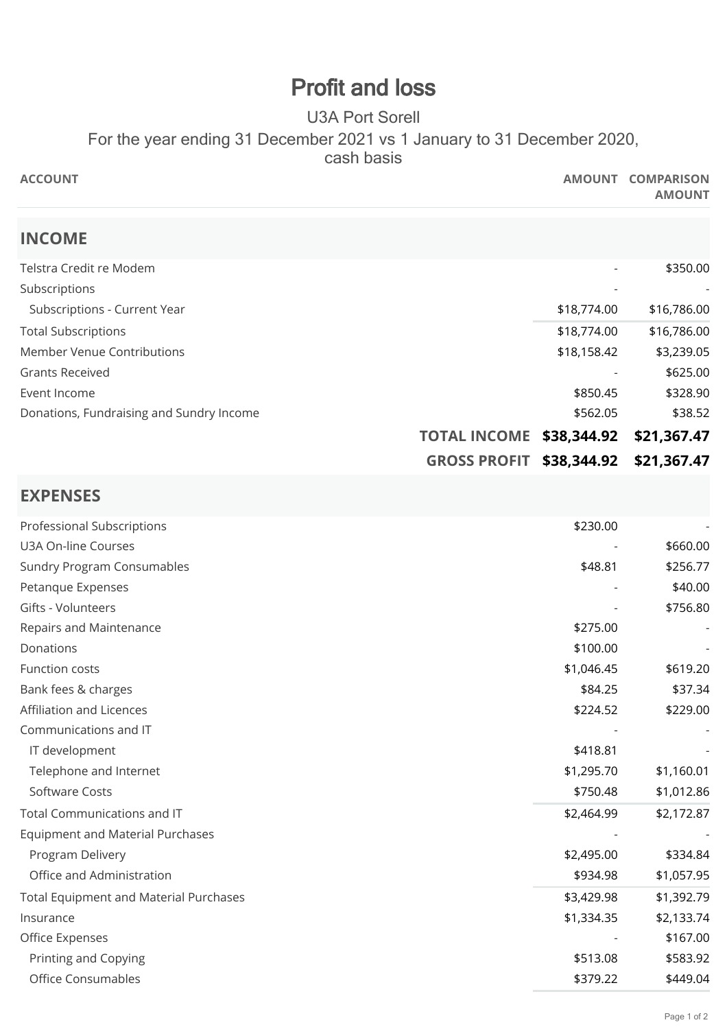# Profit and loss

U3A Port Sorell

For the year ending 31 December 2021 vs 1 January to 31 December 2020, cash basis

| ACCOUNT | AMOUNT | COMPARISON AMOUNT |
|---|---|---|
| **INCOME** | | |
| Telstra Credit re Modem | - | $350.00 |
| Subscriptions | - | - |
| Subscriptions - Current Year | $18,774.00 | $16,786.00 |
| Total Subscriptions | $18,774.00 | $16,786.00 |
| Member Venue Contributions | $18,158.42 | $3,239.05 |
| Grants Received | - | $625.00 |
| Event Income | $850.45 | $328.90 |
| Donations, Fundraising and Sundry Income | $562.05 | $38.52 |
| **TOTAL INCOME** | **$38,344.92** | **$21,367.47** |
| **GROSS PROFIT** | **$38,344.92** | **$21,367.47** |
| **EXPENSES** | | |
| Professional Subscriptions | $230.00 | - |
| U3A On-line Courses | - | $660.00 |
| Sundry Program Consumables | $48.81 | $256.77 |
| Petanque Expenses | - | $40.00 |
| Gifts - Volunteers | - | $756.80 |
| Repairs and Maintenance | $275.00 | - |
| Donations | $100.00 | - |
| Function costs | $1,046.45 | $619.20 |
| Bank fees & charges | $84.25 | $37.34 |
| Affiliation and Licences | $224.52 | $229.00 |
| Communications and IT | - | - |
| IT development | $418.81 | - |
| Telephone and Internet | $1,295.70 | $1,160.01 |
| Software Costs | $750.48 | $1,012.86 |
| Total Communications and IT | $2,464.99 | $2,172.87 |
| Equipment and Material Purchases | - | - |
| Program Delivery | $2,495.00 | $334.84 |
| Office and Administration | $934.98 | $1,057.95 |
| Total Equipment and Material Purchases | $3,429.98 | $1,392.79 |
| Insurance | $1,334.35 | $2,133.74 |
| Office Expenses | - | $167.00 |
| Printing and Copying | $513.08 | $583.92 |
| Office Consumables | $379.22 | $449.04 |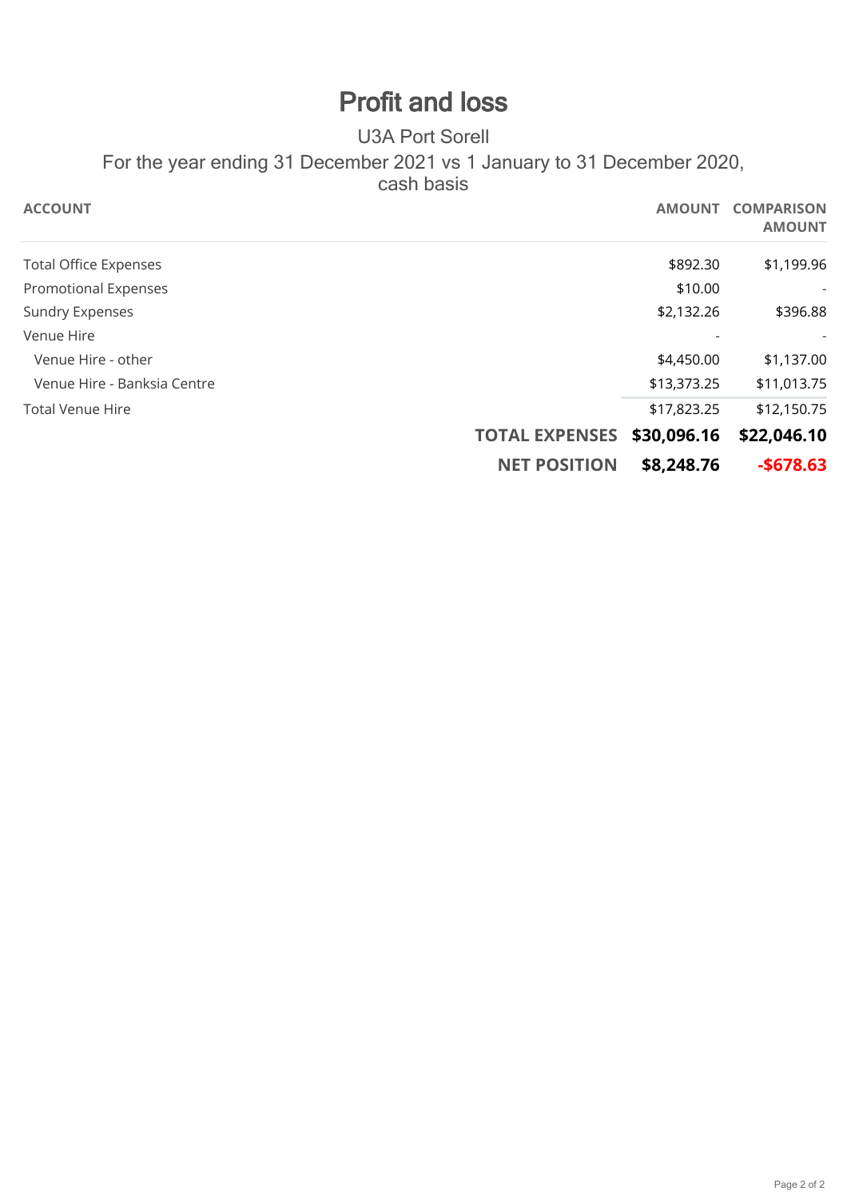# Profit and loss

U3A Port Sorell

For the year ending 31 December 2021 vs 1 January to 31 December 2020, cash basis

| ACCOUNT | AMOUNT | COMPARISON AMOUNT |
|---|---|---|
| Total Office Expenses | $892.30 | $1,199.96 |
| Promotional Expenses | $10.00 | - |
| Sundry Expenses | $2,132.26 | $396.88 |
| Venue Hire | - | - |
| Venue Hire - other | $4,450.00 | $1,137.00 |
| Venue Hire - Banksia Centre | $13,373.25 | $11,013.75 |
| Total Venue Hire | $17,823.25 | $12,150.75 |
| **TOTAL EXPENSES** | **$30,096.16** | **$22,046.10** |
| **NET POSITION** | **$8,248.76** | **-$678.63** |